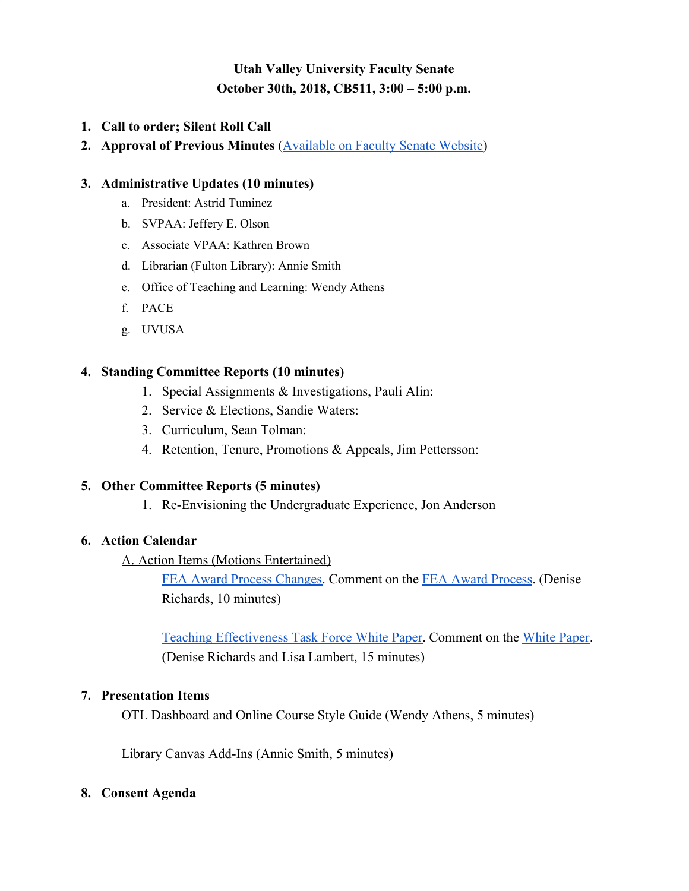# Utah Valley University Faculty Senate

**October 30th, 2018, CB511, 3:00 – 5:00 p.m.**

1. **Call to order; Silent Roll Call**
2. **Approval of Previous Minutes** (Available on Faculty Senate Website)
3. **Administrative Updates (10 minutes)**
   a. President: Astrid Tuminez
   b. SVPAA: Jeffery E. Olson
   c. Associate VPAA: Kathren Brown
   d. Librarian (Fulton Library): Annie Smith
   e. Office of Teaching and Learning: Wendy Athens
   f. PACE
   g. UVUSA
4. **Standing Committee Reports (10 minutes)**
   1. Special Assignments & Investigations, Pauli Alin:
   2. Service & Elections, Sandie Waters:
   3. Curriculum, Sean Tolman:
   4. Retention, Tenure, Promotions & Appeals, Jim Pettersson:
5. **Other Committee Reports (5 minutes)**
   1. Re-Envisioning the Undergraduate Experience, Jon Anderson
6. **Action Calendar**

   A. Action Items (Motions Entertained)

   FEA Award Process Changes. Comment on the FEA Award Process. (Denise Richards, 10 minutes)

   Teaching Effectiveness Task Force White Paper. Comment on the White Paper. (Denise Richards and Lisa Lambert, 15 minutes)
7. **Presentation Items**

   OTL Dashboard and Online Course Style Guide (Wendy Athens, 5 minutes)

   Library Canvas Add-Ins (Annie Smith, 5 minutes)
8. **Consent Agenda**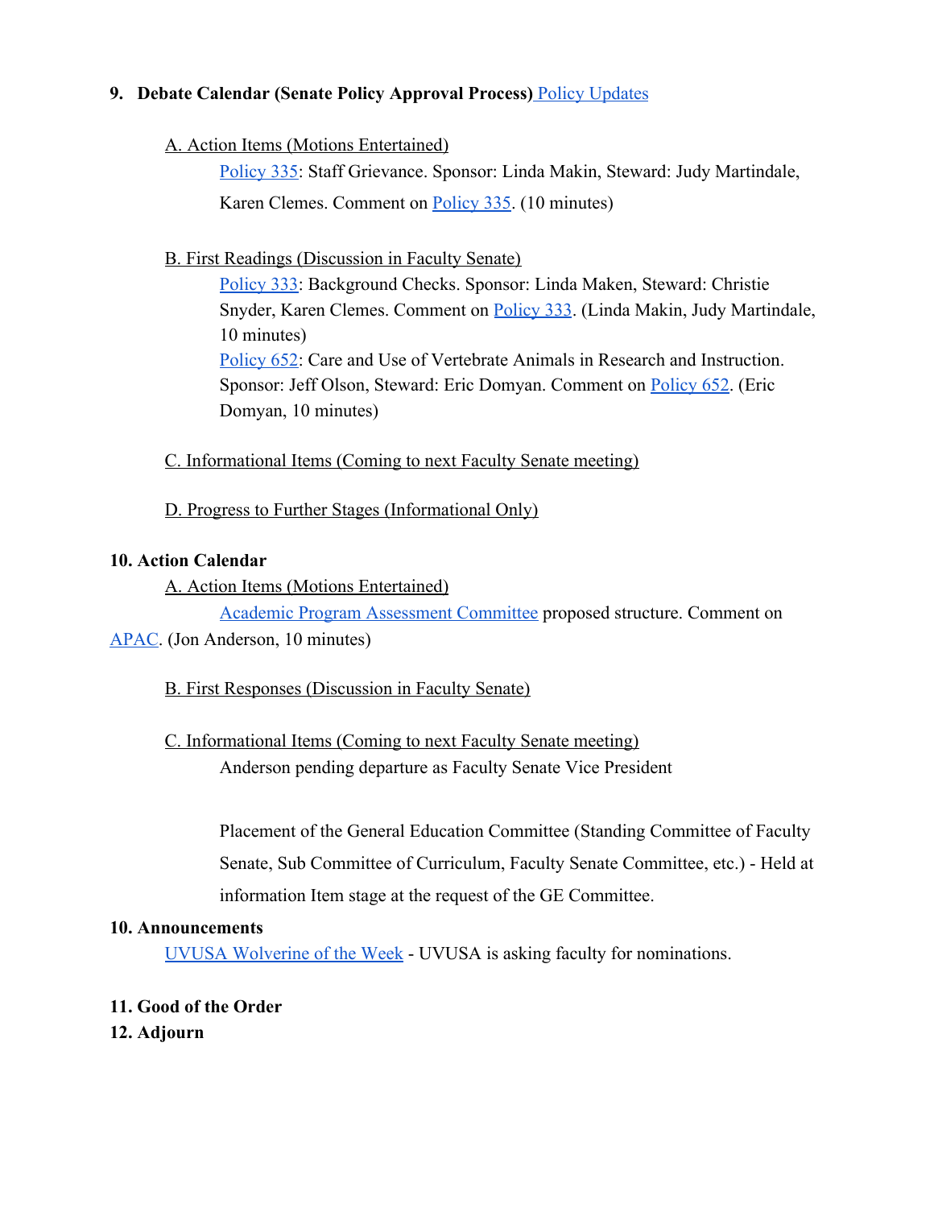**9. Debate Calendar (Senate Policy Approval Process)** Policy Updates

A. Action Items (Motions Entertained)

Policy 335: Staff Grievance. Sponsor: Linda Makin, Steward: Judy Martindale, Karen Clemes. Comment on Policy 335. (10 minutes)

B. First Readings (Discussion in Faculty Senate)

Policy 333: Background Checks. Sponsor: Linda Maken, Steward: Christie Snyder, Karen Clemes. Comment on Policy 333. (Linda Makin, Judy Martindale, 10 minutes)

Policy 652: Care and Use of Vertebrate Animals in Research and Instruction. Sponsor: Jeff Olson, Steward: Eric Domyan. Comment on Policy 652. (Eric Domyan, 10 minutes)

C. Informational Items (Coming to next Faculty Senate meeting)

D. Progress to Further Stages (Informational Only)

**10. Action Calendar**

A. Action Items (Motions Entertained)

Academic Program Assessment Committee proposed structure. Comment on APAC. (Jon Anderson, 10 minutes)

B. First Responses (Discussion in Faculty Senate)

C. Informational Items (Coming to next Faculty Senate meeting)

Anderson pending departure as Faculty Senate Vice President

Placement of the General Education Committee (Standing Committee of Faculty Senate, Sub Committee of Curriculum, Faculty Senate Committee, etc.) - Held at information Item stage at the request of the GE Committee.

**10. Announcements**

UVUSA Wolverine of the Week - UVUSA is asking faculty for nominations.

**11. Good of the Order**

**12. Adjourn**